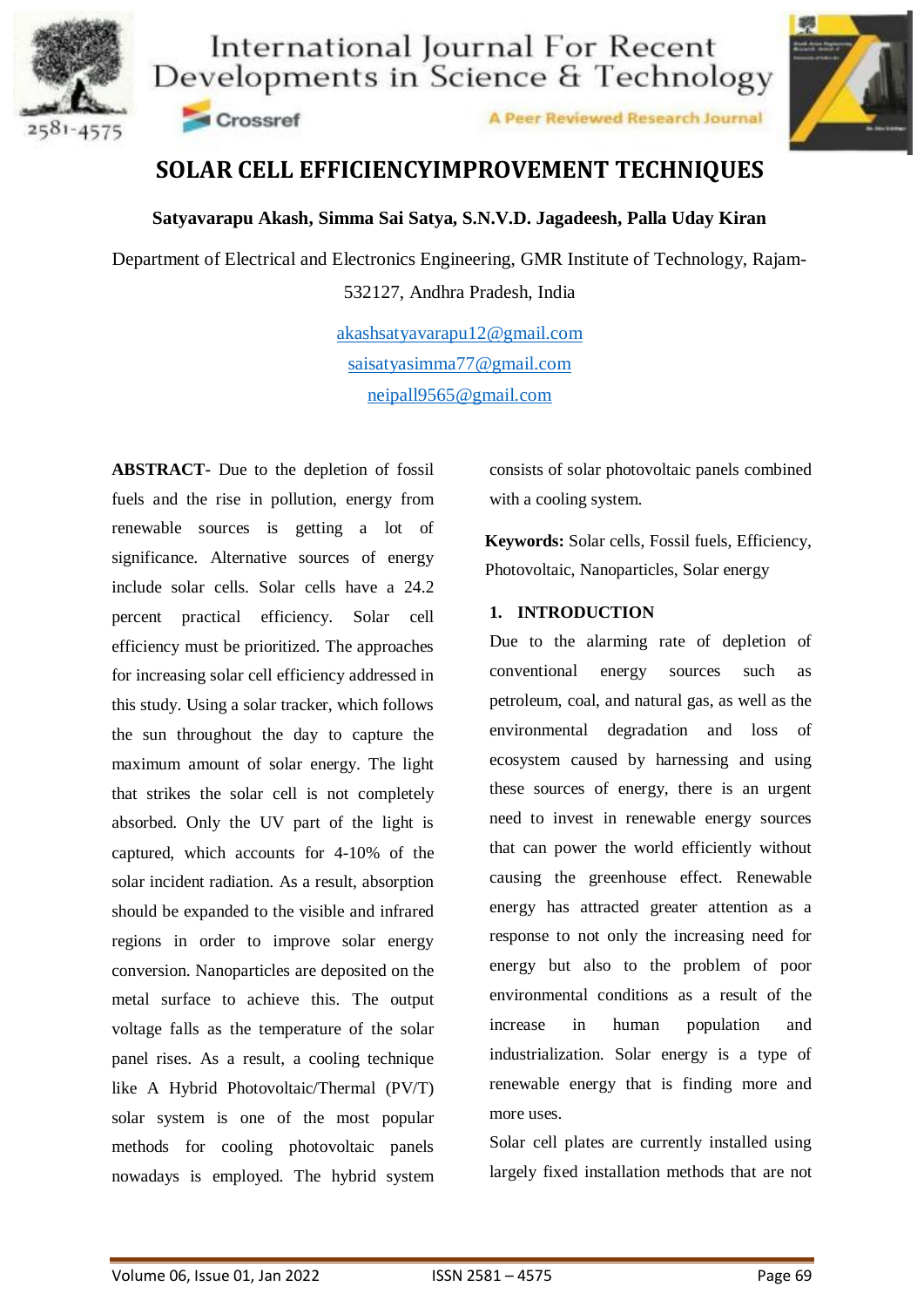# SOLAR CELL EFFICIENCYIMPROVEMENT TECHNIQUES

**Satyavarapu Akash, Simma Sai Satya, S.N.V.D. Jagadeesh, Palla Uday Kiran**

Department of Electrical and Electronics Engineering, GMR Institute of Technology, Rajam-532127, Andhra Pradesh, India

akashsatyavarapu12@gmail.com
saisatyasimma77@gmail.com
neipall9565@gmail.com

**ABSTRACT-** Due to the depletion of fossil fuels and the rise in pollution, energy from renewable sources is getting a lot of significance. Alternative sources of energy include solar cells. Solar cells have a 24.2 percent practical efficiency. Solar cell efficiency must be prioritized. The approaches for increasing solar cell efficiency addressed in this study. Using a solar tracker, which follows the sun throughout the day to capture the maximum amount of solar energy. The light that strikes the solar cell is not completely absorbed. Only the UV part of the light is captured, which accounts for 4-10% of the solar incident radiation. As a result, absorption should be expanded to the visible and infrared regions in order to improve solar energy conversion. Nanoparticles are deposited on the metal surface to achieve this. The output voltage falls as the temperature of the solar panel rises. As a result, a cooling technique like A Hybrid Photovoltaic/Thermal (PV/T) solar system is one of the most popular methods for cooling photovoltaic panels nowadays is employed. The hybrid system consists of solar photovoltaic panels combined with a cooling system.

**Keywords:** Solar cells, Fossil fuels, Efficiency, Photovoltaic, Nanoparticles, Solar energy

## 1. INTRODUCTION

Due to the alarming rate of depletion of conventional energy sources such as petroleum, coal, and natural gas, as well as the environmental degradation and loss of ecosystem caused by harnessing and using these sources of energy, there is an urgent need to invest in renewable energy sources that can power the world efficiently without causing the greenhouse effect. Renewable energy has attracted greater attention as a response to not only the increasing need for energy but also to the problem of poor environmental conditions as a result of the increase in human population and industrialization. Solar energy is a type of renewable energy that is finding more and more uses.

Solar cell plates are currently installed using largely fixed installation methods that are not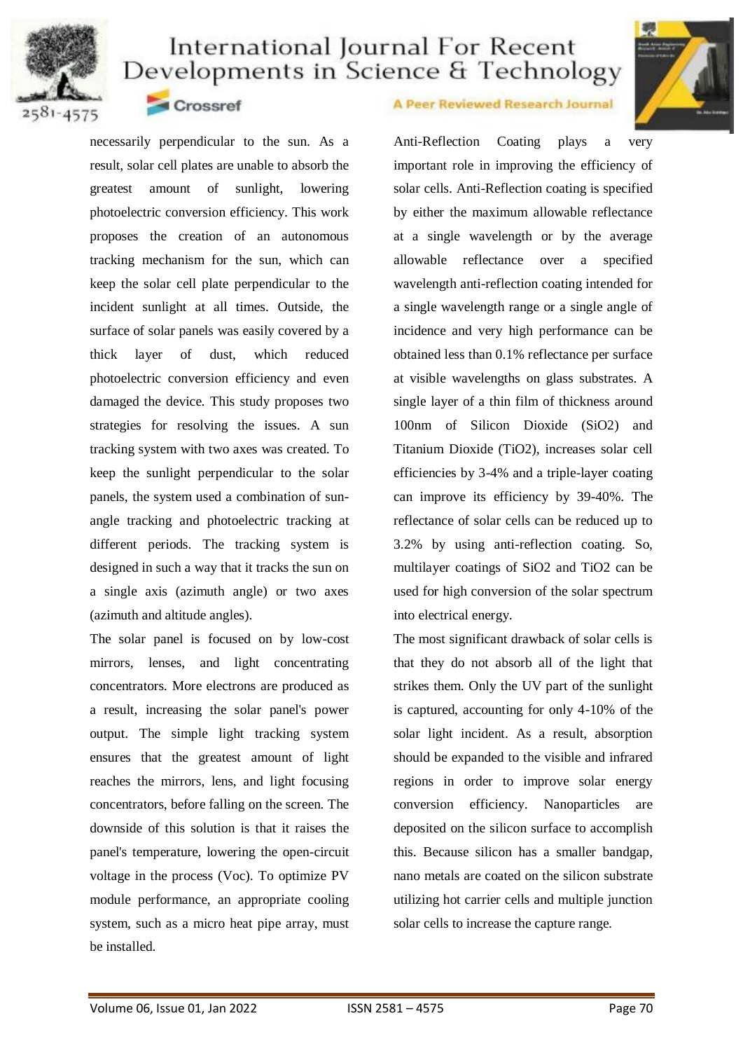necessarily perpendicular to the sun. As a result, solar cell plates are unable to absorb the greatest amount of sunlight, lowering photoelectric conversion efficiency. This work proposes the creation of an autonomous tracking mechanism for the sun, which can keep the solar cell plate perpendicular to the incident sunlight at all times. Outside, the surface of solar panels was easily covered by a thick layer of dust, which reduced photoelectric conversion efficiency and even damaged the device. This study proposes two strategies for resolving the issues. A sun tracking system with two axes was created. To keep the sunlight perpendicular to the solar panels, the system used a combination of sun-angle tracking and photoelectric tracking at different periods. The tracking system is designed in such a way that it tracks the sun on a single axis (azimuth angle) or two axes (azimuth and altitude angles).

The solar panel is focused on by low-cost mirrors, lenses, and light concentrating concentrators. More electrons are produced as a result, increasing the solar panel's power output. The simple light tracking system ensures that the greatest amount of light reaches the mirrors, lens, and light focusing concentrators, before falling on the screen. The downside of this solution is that it raises the panel's temperature, lowering the open-circuit voltage in the process (Voc). To optimize PV module performance, an appropriate cooling system, such as a micro heat pipe array, must be installed.

Anti-Reflection Coating plays a very important role in improving the efficiency of solar cells. Anti-Reflection coating is specified by either the maximum allowable reflectance at a single wavelength or by the average allowable reflectance over a specified wavelength anti-reflection coating intended for a single wavelength range or a single angle of incidence and very high performance can be obtained less than 0.1% reflectance per surface at visible wavelengths on glass substrates. A single layer of a thin film of thickness around 100nm of Silicon Dioxide ($SiO_2$) and Titanium Dioxide ($TiO_2$), increases solar cell efficiencies by 3-4% and a triple-layer coating can improve its efficiency by 39-40%. The reflectance of solar cells can be reduced up to 3.2% by using anti-reflection coating. So, multilayer coatings of $SiO_2$ and $TiO_2$ can be used for high conversion of the solar spectrum into electrical energy.

The most significant drawback of solar cells is that they do not absorb all of the light that strikes them. Only the UV part of the sunlight is captured, accounting for only 4-10% of the solar light incident. As a result, absorption should be expanded to the visible and infrared regions in order to improve solar energy conversion efficiency. Nanoparticles are deposited on the silicon surface to accomplish this. Because silicon has a smaller bandgap, nano metals are coated on the silicon substrate utilizing hot carrier cells and multiple junction solar cells to increase the capture range.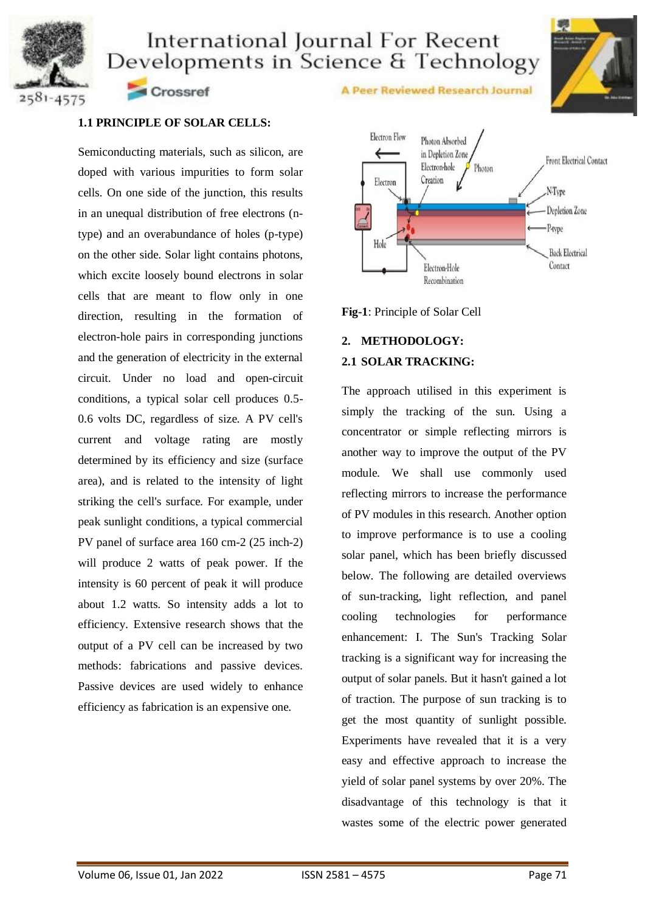### 1.1 PRINCIPLE OF SOLAR CELLS:

Semiconducting materials, such as silicon, are doped with various impurities to form solar cells. On one side of the junction, this results in an unequal distribution of free electrons (n-type) and an overabundance of holes (p-type) on the other side. Solar light contains photons, which excite loosely bound electrons in solar cells that are meant to flow only in one direction, resulting in the formation of electron-hole pairs in corresponding junctions and the generation of electricity in the external circuit. Under no load and open-circuit conditions, a typical solar cell produces 0.5-0.6 volts DC, regardless of size. A PV cell's current and voltage rating are mostly determined by its efficiency and size (surface area), and is related to the intensity of light striking the cell's surface. For example, under peak sunlight conditions, a typical commercial PV panel of surface area 160 cm-2 (25 inch-2) will produce 2 watts of peak power. If the intensity is 60 percent of peak it will produce about 1.2 watts. So intensity adds a lot to efficiency. Extensive research shows that the output of a PV cell can be increased by two methods: fabrications and passive devices. Passive devices are used widely to enhance efficiency as fabrication is an expensive one.

**Fig-1**: Principle of Solar Cell

## 2. METHODOLOGY:

### 2.1 SOLAR TRACKING:

The approach utilised in this experiment is simply the tracking of the sun. Using a concentrator or simple reflecting mirrors is another way to improve the output of the PV module. We shall use commonly used reflecting mirrors to increase the performance of PV modules in this research. Another option to improve performance is to use a cooling solar panel, which has been briefly discussed below. The following are detailed overviews of sun-tracking, light reflection, and panel cooling technologies for performance enhancement: I. The Sun's Tracking Solar tracking is a significant way for increasing the output of solar panels. But it hasn't gained a lot of traction. The purpose of sun tracking is to get the most quantity of sunlight possible. Experiments have revealed that it is a very easy and effective approach to increase the yield of solar panel systems by over 20%. The disadvantage of this technology is that it wastes some of the electric power generated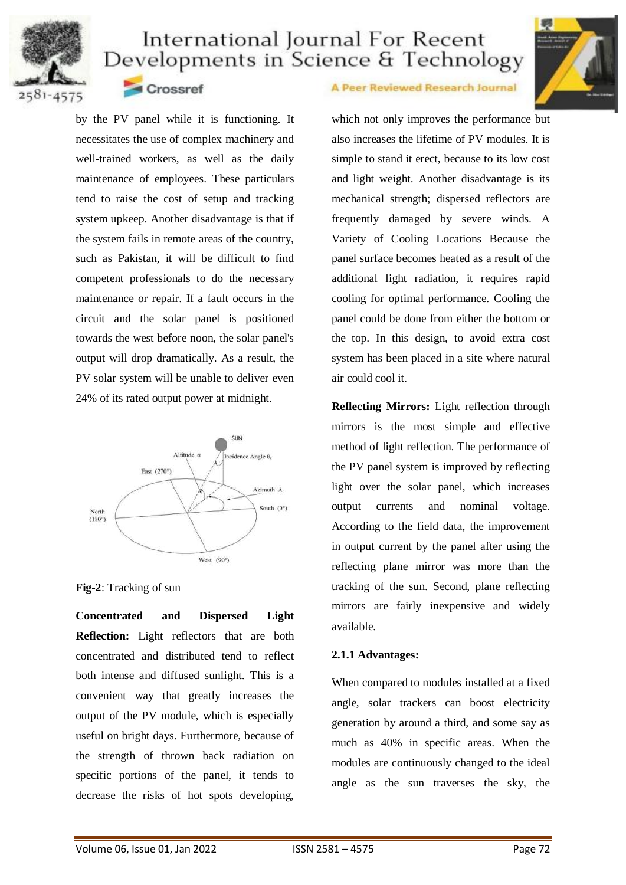by the PV panel while it is functioning. It necessitates the use of complex machinery and well-trained workers, as well as the daily maintenance of employees. These particulars tend to raise the cost of setup and tracking system upkeep. Another disadvantage is that if the system fails in remote areas of the country, such as Pakistan, it will be difficult to find competent professionals to do the necessary maintenance or repair. If a fault occurs in the circuit and the solar panel is positioned towards the west before noon, the solar panel's output will drop dramatically. As a result, the PV solar system will be unable to deliver even 24% of its rated output power at midnight.

**Fig-2**: Tracking of sun

**Concentrated and Dispersed Light Reflection:** Light reflectors that are both concentrated and distributed tend to reflect both intense and diffused sunlight. This is a convenient way that greatly increases the output of the PV module, which is especially useful on bright days. Furthermore, because of the strength of thrown back radiation on specific portions of the panel, it tends to decrease the risks of hot spots developing, which not only improves the performance but also increases the lifetime of PV modules. It is simple to stand it erect, because to its low cost and light weight. Another disadvantage is its mechanical strength; dispersed reflectors are frequently damaged by severe winds. A Variety of Cooling Locations Because the panel surface becomes heated as a result of the additional light radiation, it requires rapid cooling for optimal performance. Cooling the panel could be done from either the bottom or the top. In this design, to avoid extra cost system has been placed in a site where natural air could cool it.

**Reflecting Mirrors:** Light reflection through mirrors is the most simple and effective method of light reflection. The performance of the PV panel system is improved by reflecting light over the solar panel, which increases output currents and nominal voltage. According to the field data, the improvement in output current by the panel after using the reflecting plane mirror was more than the tracking of the sun. Second, plane reflecting mirrors are fairly inexpensive and widely available.

### 2.1.1 Advantages:

When compared to modules installed at a fixed angle, solar trackers can boost electricity generation by around a third, and some say as much as 40% in specific areas. When the modules are continuously changed to the ideal angle as the sun traverses the sky, the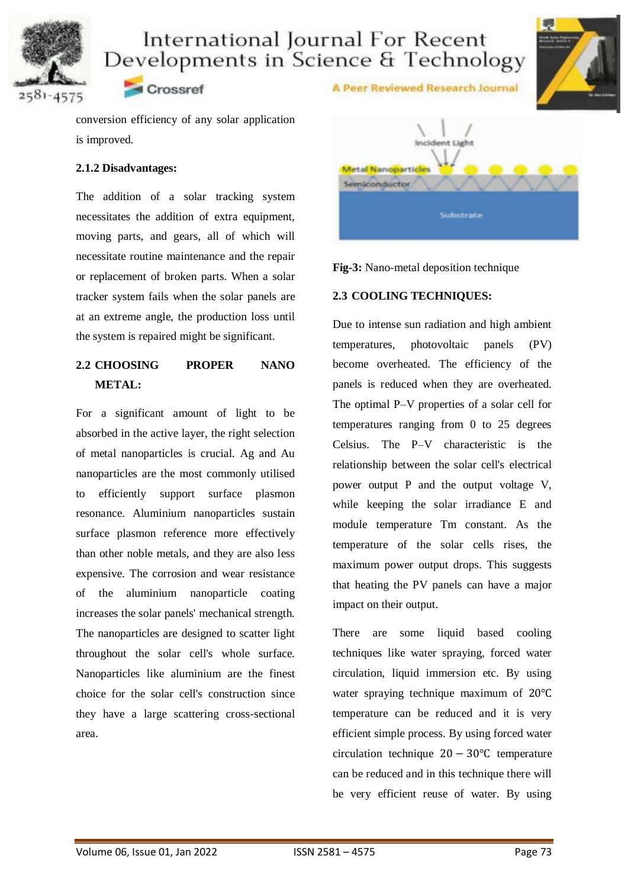conversion efficiency of any solar application is improved.

### 2.1.2 Disadvantages:

The addition of a solar tracking system necessitates the addition of extra equipment, moving parts, and gears, all of which will necessitate routine maintenance and the repair or replacement of broken parts. When a solar tracker system fails when the solar panels are at an extreme angle, the production loss until the system is repaired might be significant.

## 2.2 CHOOSING PROPER NANO METAL:

For a significant amount of light to be absorbed in the active layer, the right selection of metal nanoparticles is crucial. Ag and Au nanoparticles are the most commonly utilised to efficiently support surface plasmon resonance. Aluminium nanoparticles sustain surface plasmon reference more effectively than other noble metals, and they are also less expensive. The corrosion and wear resistance of the aluminium nanoparticle coating increases the solar panels' mechanical strength. The nanoparticles are designed to scatter light throughout the solar cell's whole surface. Nanoparticles like aluminium are the finest choice for the solar cell's construction since they have a large scattering cross-sectional area.

**Fig-3:** Nano-metal deposition technique

## 2.3 COOLING TECHNIQUES:

Due to intense sun radiation and high ambient temperatures, photovoltaic panels (PV) become overheated. The efficiency of the panels is reduced when they are overheated. The optimal P–V properties of a solar cell for temperatures ranging from 0 to 25 degrees Celsius. The P–V characteristic is the relationship between the solar cell's electrical power output P and the output voltage V, while keeping the solar irradiance E and module temperature Tm constant. As the temperature of the solar cells rises, the maximum power output drops. This suggests that heating the PV panels can have a major impact on their output.

There are some liquid based cooling techniques like water spraying, forced water circulation, liquid immersion etc. By using water spraying technique maximum of 20℃ temperature can be reduced and it is very efficient simple process. By using forced water circulation technique $20 - 30$℃ temperature can be reduced and in this technique there will be very efficient reuse of water. By using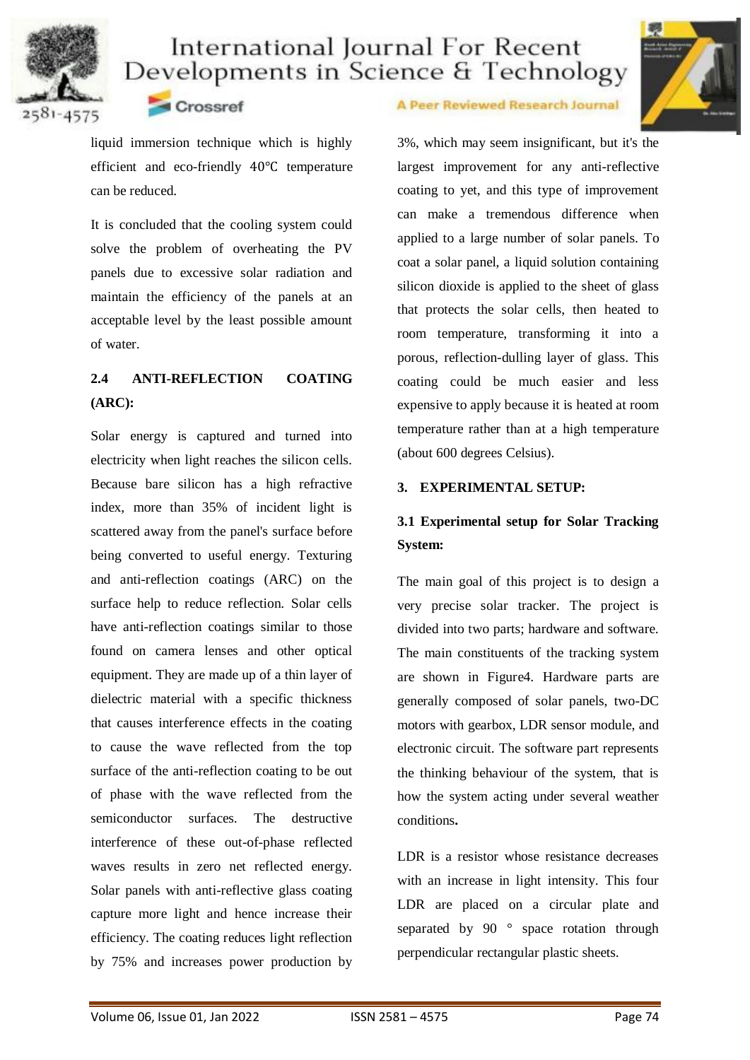liquid immersion technique which is highly efficient and eco-friendly 40℃ temperature can be reduced.

It is concluded that the cooling system could solve the problem of overheating the PV panels due to excessive solar radiation and maintain the efficiency of the panels at an acceptable level by the least possible amount of water.

### 2.4 ANTI-REFLECTION COATING (ARC):

Solar energy is captured and turned into electricity when light reaches the silicon cells. Because bare silicon has a high refractive index, more than 35% of incident light is scattered away from the panel's surface before being converted to useful energy. Texturing and anti-reflection coatings (ARC) on the surface help to reduce reflection. Solar cells have anti-reflection coatings similar to those found on camera lenses and other optical equipment. They are made up of a thin layer of dielectric material with a specific thickness that causes interference effects in the coating to cause the wave reflected from the top surface of the anti-reflection coating to be out of phase with the wave reflected from the semiconductor surfaces. The destructive interference of these out-of-phase reflected waves results in zero net reflected energy. Solar panels with anti-reflective glass coating capture more light and hence increase their efficiency. The coating reduces light reflection by 75% and increases power production by 3%, which may seem insignificant, but it's the largest improvement for any anti-reflective coating to yet, and this type of improvement can make a tremendous difference when applied to a large number of solar panels. To coat a solar panel, a liquid solution containing silicon dioxide is applied to the sheet of glass that protects the solar cells, then heated to room temperature, transforming it into a porous, reflection-dulling layer of glass. This coating could be much easier and less expensive to apply because it is heated at room temperature rather than at a high temperature (about 600 degrees Celsius).

## 3. EXPERIMENTAL SETUP:

### 3.1 Experimental setup for Solar Tracking System:

The main goal of this project is to design a very precise solar tracker. The project is divided into two parts; hardware and software. The main constituents of the tracking system are shown in Figure4. Hardware parts are generally composed of solar panels, two-DC motors with gearbox, LDR sensor module, and electronic circuit. The software part represents the thinking behaviour of the system, that is how the system acting under several weather conditions**.**

LDR is a resistor whose resistance decreases with an increase in light intensity. This four LDR are placed on a circular plate and separated by 90 ° space rotation through perpendicular rectangular plastic sheets.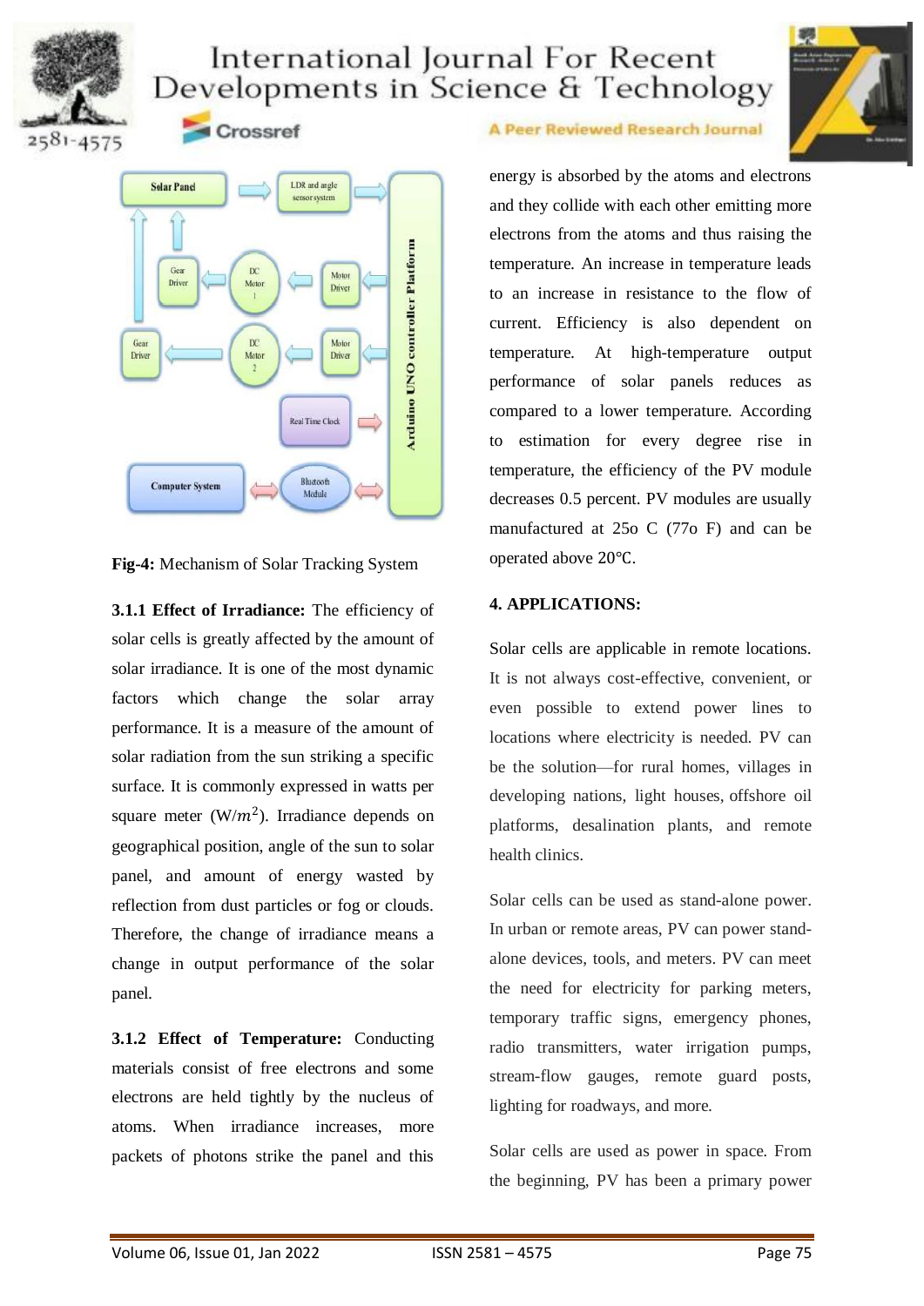Fig-4: **Mechanism of Solar Tracking System**

**3.1.1 Effect of Irradiance:** The efficiency of solar cells is greatly affected by the amount of solar irradiance. It is one of the most dynamic factors which change the solar array performance. It is a measure of the amount of solar radiation from the sun striking a specific surface. It is commonly expressed in watts per square meter (W/$m^2$). Irradiance depends on geographical position, angle of the sun to solar panel, and amount of energy wasted by reflection from dust particles or fog or clouds. Therefore, the change of irradiance means a change in output performance of the solar panel.

**3.1.2 Effect of Temperature:** Conducting materials consist of free electrons and some electrons are held tightly by the nucleus of atoms. When irradiance increases, more packets of photons strike the panel and this energy is absorbed by the atoms and electrons and they collide with each other emitting more electrons from the atoms and thus raising the temperature. An increase in temperature leads to an increase in resistance to the flow of current. Efficiency is also dependent on temperature. At high-temperature output performance of solar panels reduces as compared to a lower temperature. According to estimation for every degree rise in temperature, the efficiency of the PV module decreases 0.5 percent. PV modules are usually manufactured at 25o C (77o F) and can be operated above 20℃.

## 4. APPLICATIONS:

Solar cells are applicable in remote locations. It is not always cost-effective, convenient, or even possible to extend power lines to locations where electricity is needed. PV can be the solution—for rural homes, villages in developing nations, light houses, offshore oil platforms, desalination plants, and remote health clinics.

Solar cells can be used as stand-alone power. In urban or remote areas, PV can power stand-alone devices, tools, and meters. PV can meet the need for electricity for parking meters, temporary traffic signs, emergency phones, radio transmitters, water irrigation pumps, stream-flow gauges, remote guard posts, lighting for roadways, and more.

Solar cells are used as power in space. From the beginning, PV has been a primary power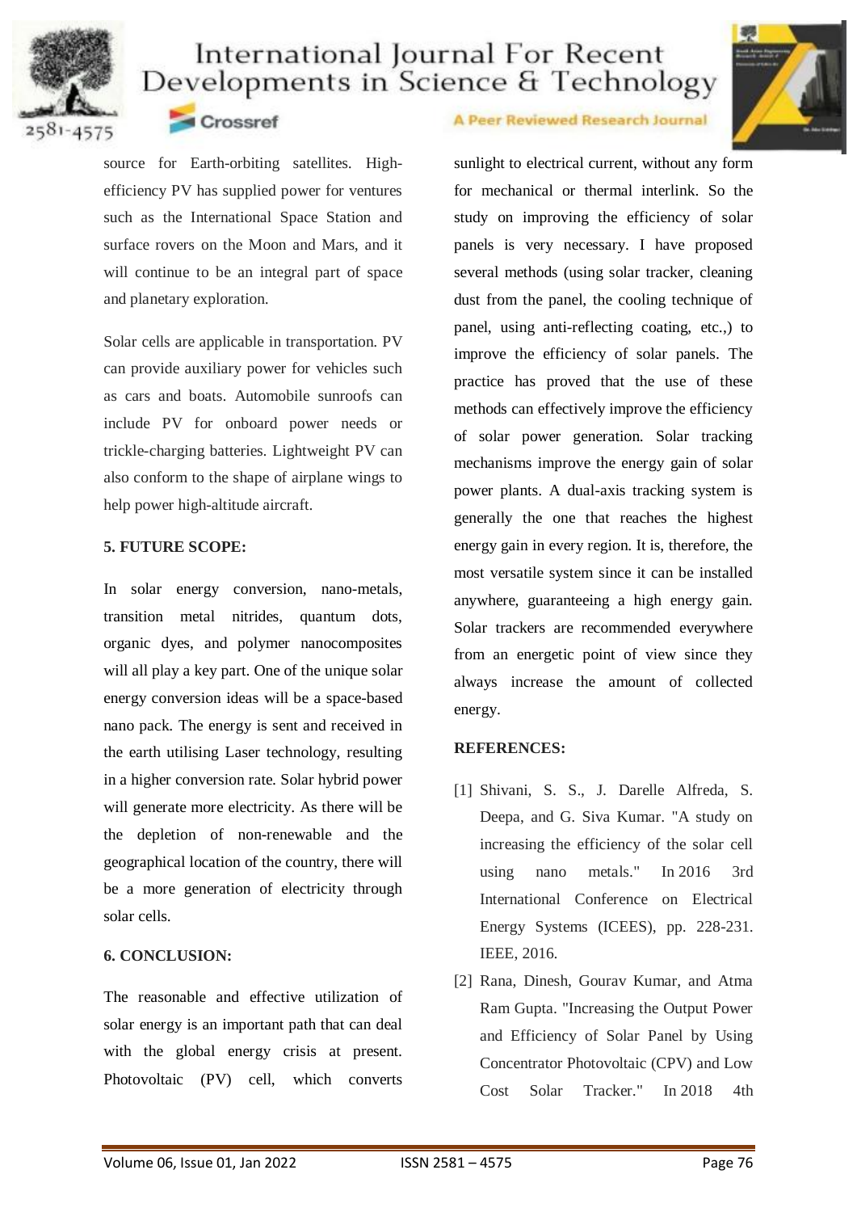source for Earth-orbiting satellites. High-efficiency PV has supplied power for ventures such as the International Space Station and surface rovers on the Moon and Mars, and it will continue to be an integral part of space and planetary exploration.

Solar cells are applicable in transportation. PV can provide auxiliary power for vehicles such as cars and boats. Automobile sunroofs can include PV for onboard power needs or trickle-charging batteries. Lightweight PV can also conform to the shape of airplane wings to help power high-altitude aircraft.

## 5. FUTURE SCOPE:

In solar energy conversion, nano-metals, transition metal nitrides, quantum dots, organic dyes, and polymer nanocomposites will all play a key part. One of the unique solar energy conversion ideas will be a space-based nano pack. The energy is sent and received in the earth utilising Laser technology, resulting in a higher conversion rate. Solar hybrid power will generate more electricity. As there will be the depletion of non-renewable and the geographical location of the country, there will be a more generation of electricity through solar cells.

## 6. CONCLUSION:

The reasonable and effective utilization of solar energy is an important path that can deal with the global energy crisis at present. Photovoltaic (PV) cell, which converts sunlight to electrical current, without any form for mechanical or thermal interlink. So the study on improving the efficiency of solar panels is very necessary. I have proposed several methods (using solar tracker, cleaning dust from the panel, the cooling technique of panel, using anti-reflecting coating, etc.,) to improve the efficiency of solar panels. The practice has proved that the use of these methods can effectively improve the efficiency of solar power generation. Solar tracking mechanisms improve the energy gain of solar power plants. A dual-axis tracking system is generally the one that reaches the highest energy gain in every region. It is, therefore, the most versatile system since it can be installed anywhere, guaranteeing a high energy gain. Solar trackers are recommended everywhere from an energetic point of view since they always increase the amount of collected energy.

## REFERENCES:

[1] Shivani, S. S., J. Darelle Alfreda, S. Deepa, and G. Siva Kumar. "A study on increasing the efficiency of the solar cell using nano metals." In 2016 3rd International Conference on Electrical Energy Systems (ICEES), pp. 228-231. IEEE, 2016.

[2] Rana, Dinesh, Gourav Kumar, and Atma Ram Gupta. "Increasing the Output Power and Efficiency of Solar Panel by Using Concentrator Photovoltaic (CPV) and Low Cost Solar Tracker." In 2018 4th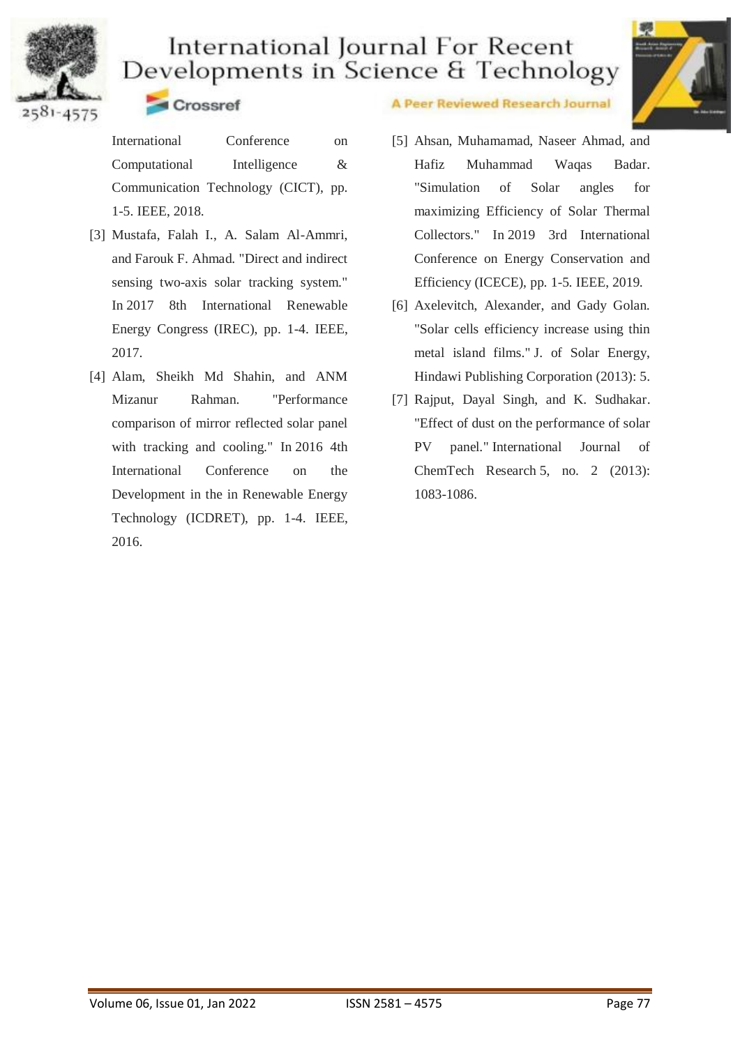International Conference on Computational Intelligence & Communication Technology (CICT), pp. 1-5. IEEE, 2018.

[3] Mustafa, Falah I., A. Salam Al-Ammri, and Farouk F. Ahmad. "Direct and indirect sensing two-axis solar tracking system." In 2017 8th International Renewable Energy Congress (IREC), pp. 1-4. IEEE, 2017.

[4] Alam, Sheikh Md Shahin, and ANM Mizanur Rahman. "Performance comparison of mirror reflected solar panel with tracking and cooling." In 2016 4th International Conference on the Development in the in Renewable Energy Technology (ICDRET), pp. 1-4. IEEE, 2016.

[5] Ahsan, Muhamamad, Naseer Ahmad, and Hafiz Muhammad Waqas Badar. "Simulation of Solar angles for maximizing Efficiency of Solar Thermal Collectors." In 2019 3rd International Conference on Energy Conservation and Efficiency (ICECE), pp. 1-5. IEEE, 2019.

[6] Axelevitch, Alexander, and Gady Golan. "Solar cells efficiency increase using thin metal island films." J. of Solar Energy, Hindawi Publishing Corporation (2013): 5.

[7] Rajput, Dayal Singh, and K. Sudhakar. "Effect of dust on the performance of solar PV panel." International Journal of ChemTech Research 5, no. 2 (2013): 1083-1086.